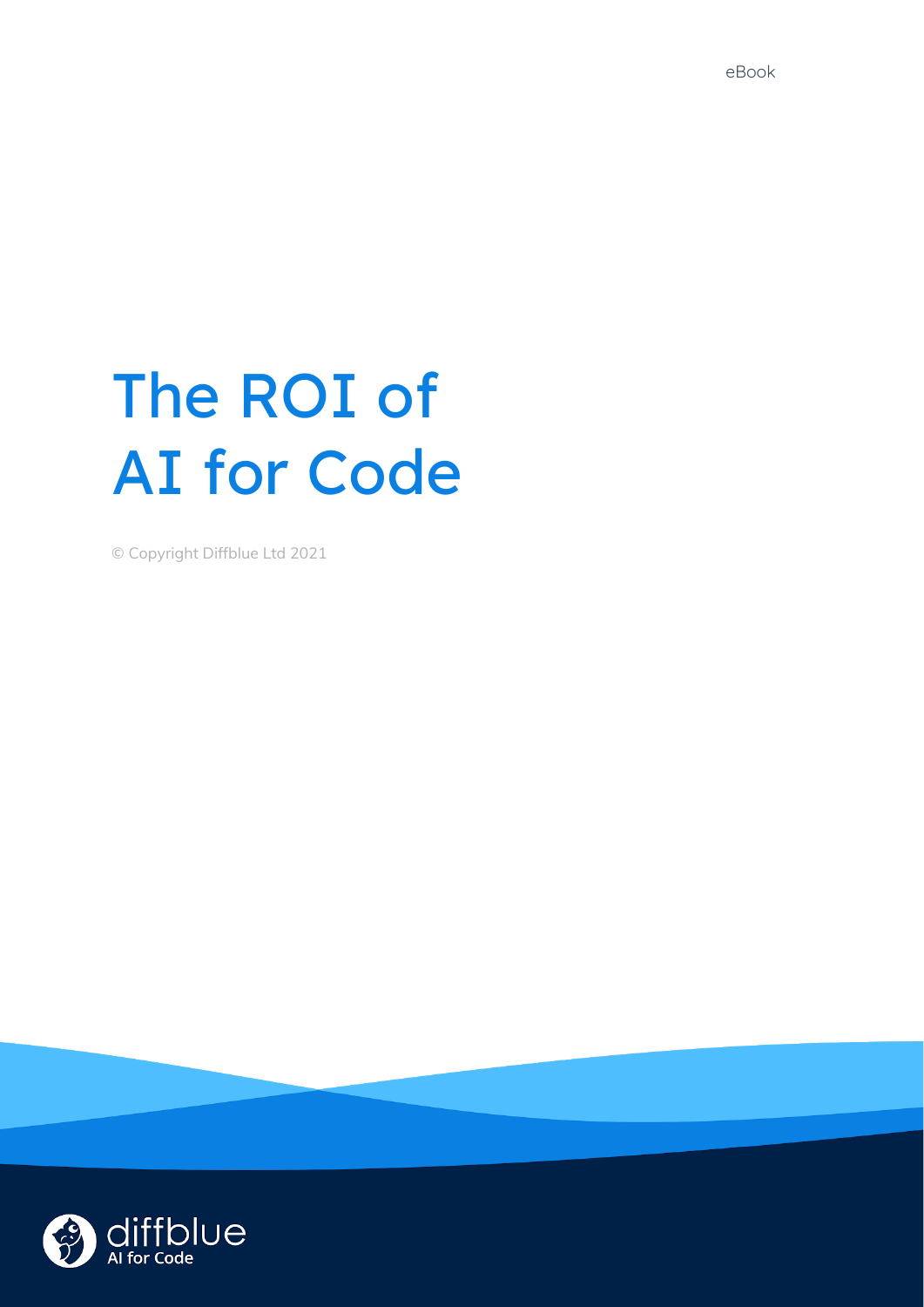eBook

# The ROI of AI for Code

© Copyright Diffblue Ltd 2021

diffblue
AI for Code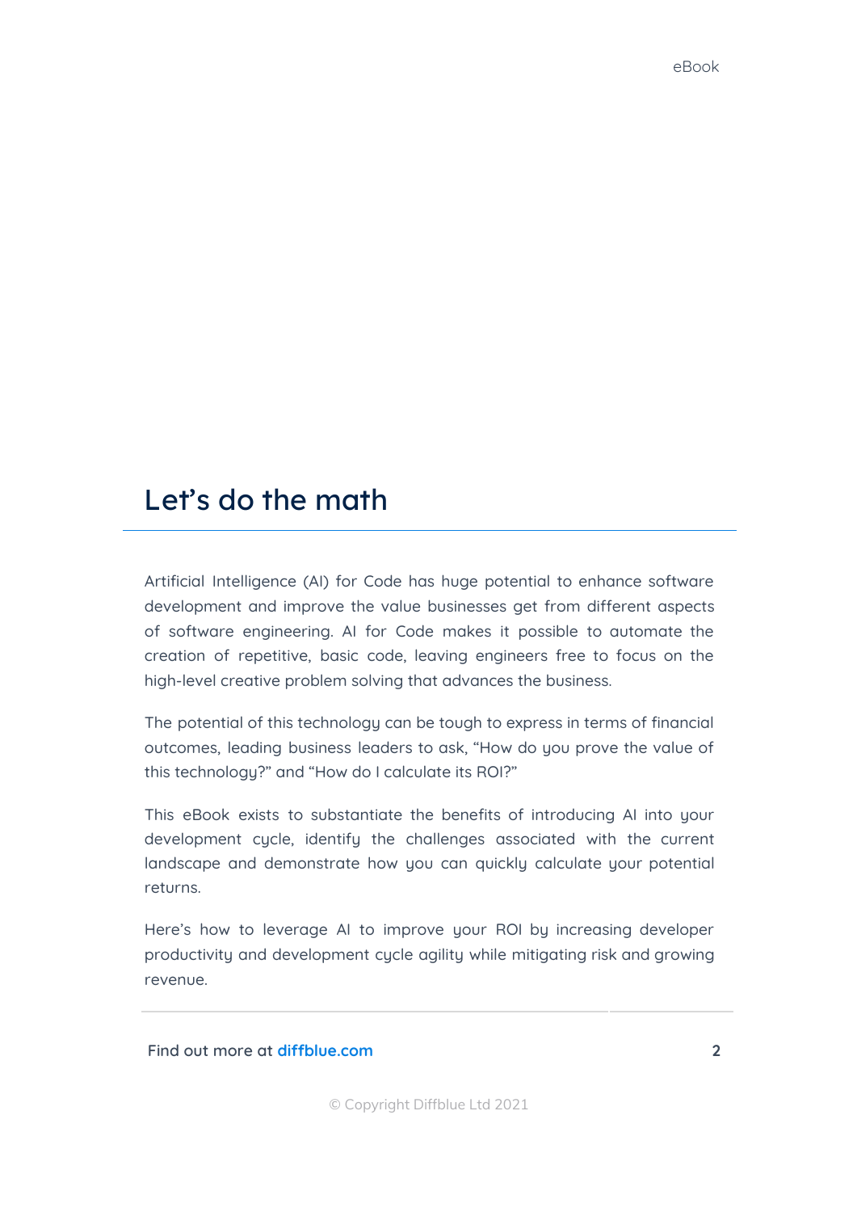## Let's do the math

Artificial Intelligence (AI) for Code has huge potential to enhance software development and improve the value businesses get from different aspects of software engineering. AI for Code makes it possible to automate the creation of repetitive, basic code, leaving engineers free to focus on the high-level creative problem solving that advances the business.

The potential of this technology can be tough to express in terms of financial outcomes, leading business leaders to ask, "How do you prove the value of this technology?" and "How do I calculate its ROI?"

This eBook exists to substantiate the benefits of introducing AI into your development cycle, identify the challenges associated with the current landscape and demonstrate how you can quickly calculate your potential returns.

Here's how to leverage AI to improve your ROI by increasing developer productivity and development cycle agility while mitigating risk and growing revenue.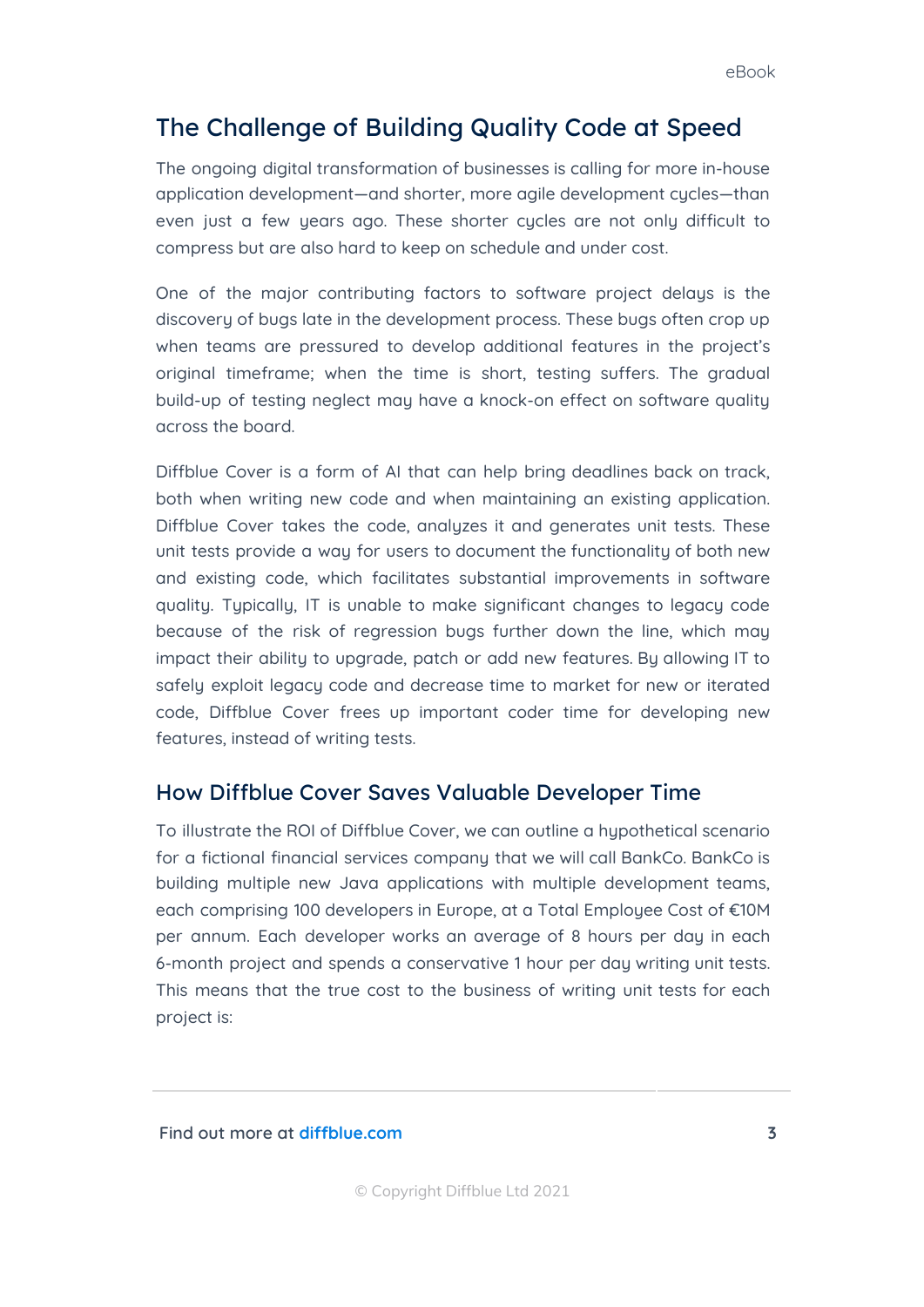## The Challenge of Building Quality Code at Speed

The ongoing digital transformation of businesses is calling for more in-house application development—and shorter, more agile development cycles—than even just a few years ago. These shorter cycles are not only difficult to compress but are also hard to keep on schedule and under cost.

One of the major contributing factors to software project delays is the discovery of bugs late in the development process. These bugs often crop up when teams are pressured to develop additional features in the project's original timeframe; when the time is short, testing suffers. The gradual build-up of testing neglect may have a knock-on effect on software quality across the board.

Diffblue Cover is a form of AI that can help bring deadlines back on track, both when writing new code and when maintaining an existing application. Diffblue Cover takes the code, analyzes it and generates unit tests. These unit tests provide a way for users to document the functionality of both new and existing code, which facilitates substantial improvements in software quality. Typically, IT is unable to make significant changes to legacy code because of the risk of regression bugs further down the line, which may impact their ability to upgrade, patch or add new features. By allowing IT to safely exploit legacy code and decrease time to market for new or iterated code, Diffblue Cover frees up important coder time for developing new features, instead of writing tests.

### How Diffblue Cover Saves Valuable Developer Time

To illustrate the ROI of Diffblue Cover, we can outline a hypothetical scenario for a fictional financial services company that we will call BankCo. BankCo is building multiple new Java applications with multiple development teams, each comprising 100 developers in Europe, at a Total Employee Cost of €10M per annum. Each developer works an average of 8 hours per day in each 6-month project and spends a conservative 1 hour per day writing unit tests. This means that the true cost to the business of writing unit tests for each project is: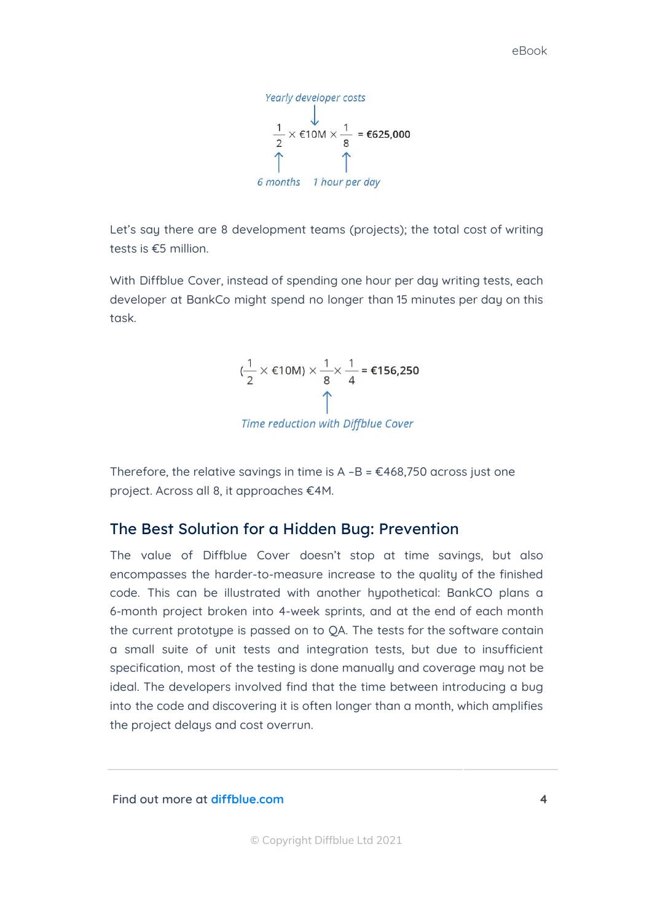Yearly developer costs

$$\frac{1}{2} \times €10M \times \frac{1}{8} = \textbf{€625,000}$$

6 months 1 hour per day

Let's say there are 8 development teams (projects); the total cost of writing tests is €5 million.

With Diffblue Cover, instead of spending one hour per day writing tests, each developer at BankCo might spend no longer than 15 minutes per day on this task.

$$(\frac{1}{2} \times €10M) \times \frac{1}{8} \times \frac{1}{4} = \textbf{€156,250}$$

Time reduction with Diffblue Cover

Therefore, the relative savings in time is A –B = €468,750 across just one project. Across all 8, it approaches €4M.

## The Best Solution for a Hidden Bug: Prevention

The value of Diffblue Cover doesn't stop at time savings, but also encompasses the harder-to-measure increase to the quality of the finished code. This can be illustrated with another hypothetical: BankCO plans a 6-month project broken into 4-week sprints, and at the end of each month the current prototype is passed on to QA. The tests for the software contain a small suite of unit tests and integration tests, but due to insufficient specification, most of the testing is done manually and coverage may not be ideal. The developers involved find that the time between introducing a bug into the code and discovering it is often longer than a month, which amplifies the project delays and cost overrun.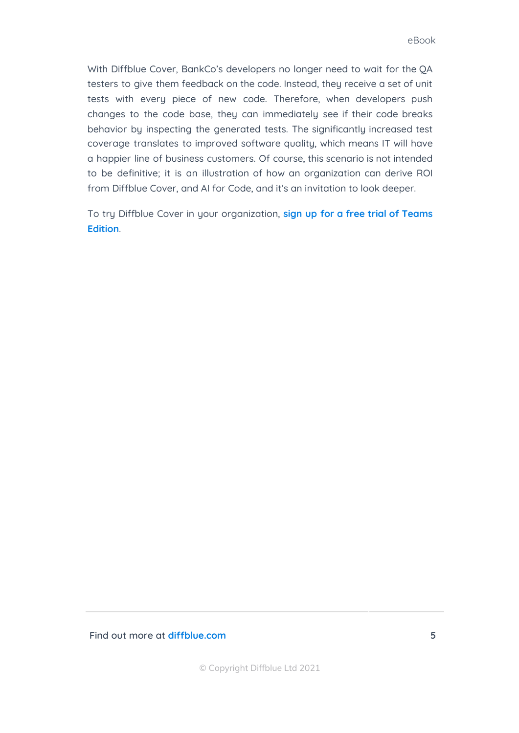With Diffblue Cover, BankCo's developers no longer need to wait for the QA testers to give them feedback on the code. Instead, they receive a set of unit tests with every piece of new code. Therefore, when developers push changes to the code base, they can immediately see if their code breaks behavior by inspecting the generated tests. The significantly increased test coverage translates to improved software quality, which means IT will have a happier line of business customers. Of course, this scenario is not intended to be definitive; it is an illustration of how an organization can derive ROI from Diffblue Cover, and AI for Code, and it's an invitation to look deeper.

To try Diffblue Cover in your organization, **sign up for a free trial of Teams Edition**.